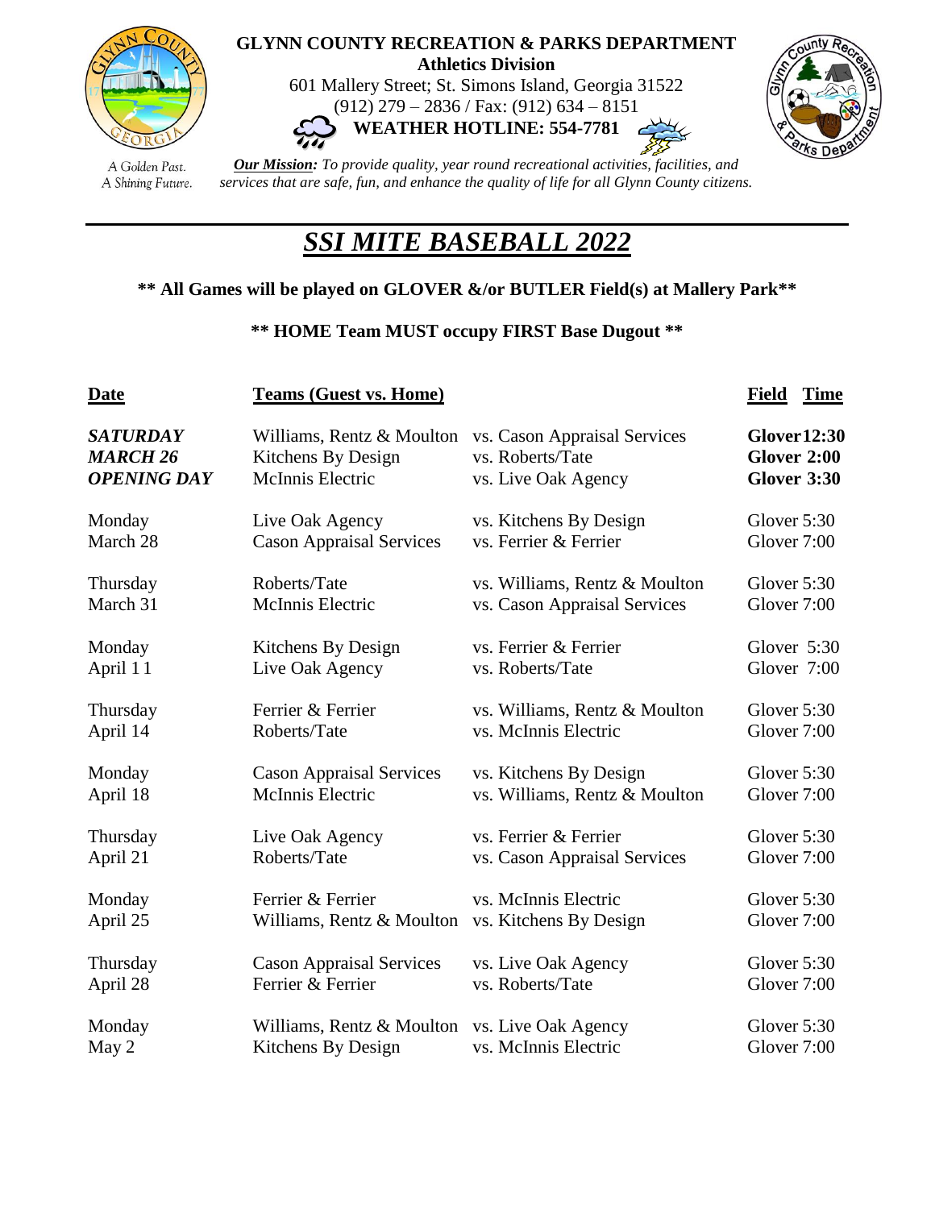**GLYNN COUNTY RECREATION & PARKS DEPARTMENT**
**Athletics Division**
601 Mallery Street; St. Simons Island, Georgia 31522
(912) 279 – 2836 / Fax: (912) 634 – 8151
**WEATHER HOTLINE: 554-7781**

A Golden Past.
A Shining Future.

***Our Mission:*** *To provide quality, year round recreational activities, facilities, and services that are safe, fun, and enhance the quality of life for all Glynn County citizens.*

# *SSI MITE BASEBALL 2022*

**\*\* All Games will be played on GLOVER &/or BUTLER Field(s) at Mallery Park\*\***

**\*\* HOME Team MUST occupy FIRST Base Dugout \*\***

| Date | Teams (Guest vs. Home) | | Field Time |
|---|---|---|---|
| ***SATURDAY MARCH 26 OPENING DAY*** | Williams, Rentz & Moulton | vs. Cason Appraisal Services | **Glover 12:30** |
| | Kitchens By Design | vs. Roberts/Tate | **Glover 2:00** |
| | McInnis Electric | vs. Live Oak Agency | **Glover 3:30** |
| Monday March 28 | Live Oak Agency | vs. Kitchens By Design | Glover 5:30 |
| | Cason Appraisal Services | vs. Ferrier & Ferrier | Glover 7:00 |
| Thursday March 31 | Roberts/Tate | vs. Williams, Rentz & Moulton | Glover 5:30 |
| | McInnis Electric | vs. Cason Appraisal Services | Glover 7:00 |
| Monday April 11 | Kitchens By Design | vs. Ferrier & Ferrier | Glover 5:30 |
| | Live Oak Agency | vs. Roberts/Tate | Glover 7:00 |
| Thursday April 14 | Ferrier & Ferrier | vs. Williams, Rentz & Moulton | Glover 5:30 |
| | Roberts/Tate | vs. McInnis Electric | Glover 7:00 |
| Monday April 18 | Cason Appraisal Services | vs. Kitchens By Design | Glover 5:30 |
| | McInnis Electric | vs. Williams, Rentz & Moulton | Glover 7:00 |
| Thursday April 21 | Live Oak Agency | vs. Ferrier & Ferrier | Glover 5:30 |
| | Roberts/Tate | vs. Cason Appraisal Services | Glover 7:00 |
| Monday April 25 | Ferrier & Ferrier | vs. McInnis Electric | Glover 5:30 |
| | Williams, Rentz & Moulton | vs. Kitchens By Design | Glover 7:00 |
| Thursday April 28 | Cason Appraisal Services | vs. Live Oak Agency | Glover 5:30 |
| | Ferrier & Ferrier | vs. Roberts/Tate | Glover 7:00 |
| Monday May 2 | Williams, Rentz & Moulton | vs. Live Oak Agency | Glover 5:30 |
| | Kitchens By Design | vs. McInnis Electric | Glover 7:00 |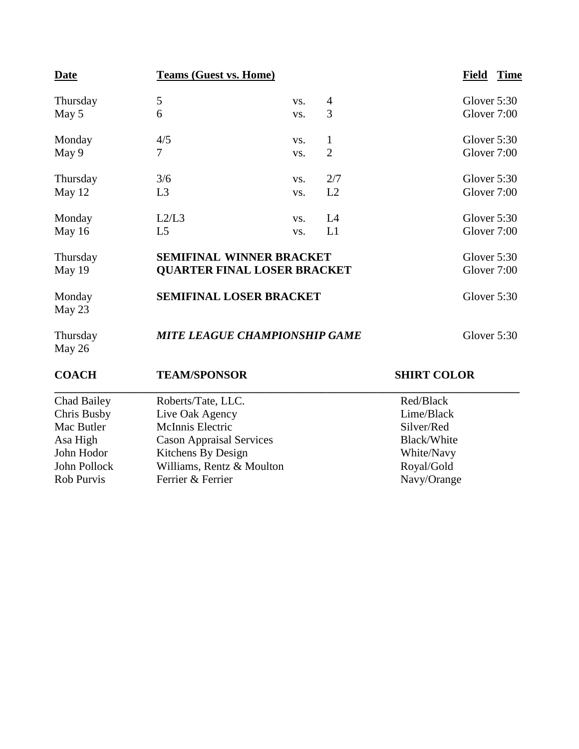| Date | Teams (Guest vs. Home) | | | Field Time |
|---|---|---|---|---|
| Thursday | 5 | vs. | 4 | Glover 5:30 |
| May 5 | 6 | vs. | 3 | Glover 7:00 |
| Monday | 4/5 | vs. | 1 | Glover 5:30 |
| May 9 | 7 | vs. | 2 | Glover 7:00 |
| Thursday | 3/6 | vs. | 2/7 | Glover 5:30 |
| May 12 | L3 | vs. | L2 | Glover 7:00 |
| Monday | L2/L3 | vs. | L4 | Glover 5:30 |
| May 16 | L5 | vs. | L1 | Glover 7:00 |
| Thursday | **SEMIFINAL WINNER BRACKET** | | | Glover 5:30 |
| May 19 | **QUARTER FINAL LOSER BRACKET** | | | Glover 7:00 |
| Monday May 23 | **SEMIFINAL LOSER BRACKET** | | | Glover 5:30 |
| Thursday May 26 | ***MITE LEAGUE CHAMPIONSHIP GAME*** | | | Glover 5:30 |

| COACH | TEAM/SPONSOR | SHIRT COLOR |
|---|---|---|
| Chad Bailey | Roberts/Tate, LLC. | Red/Black |
| Chris Busby | Live Oak Agency | Lime/Black |
| Mac Butler | McInnis Electric | Silver/Red |
| Asa High | Cason Appraisal Services | Black/White |
| John Hodor | Kitchens By Design | White/Navy |
| John Pollock | Williams, Rentz & Moulton | Royal/Gold |
| Rob Purvis | Ferrier & Ferrier | Navy/Orange |